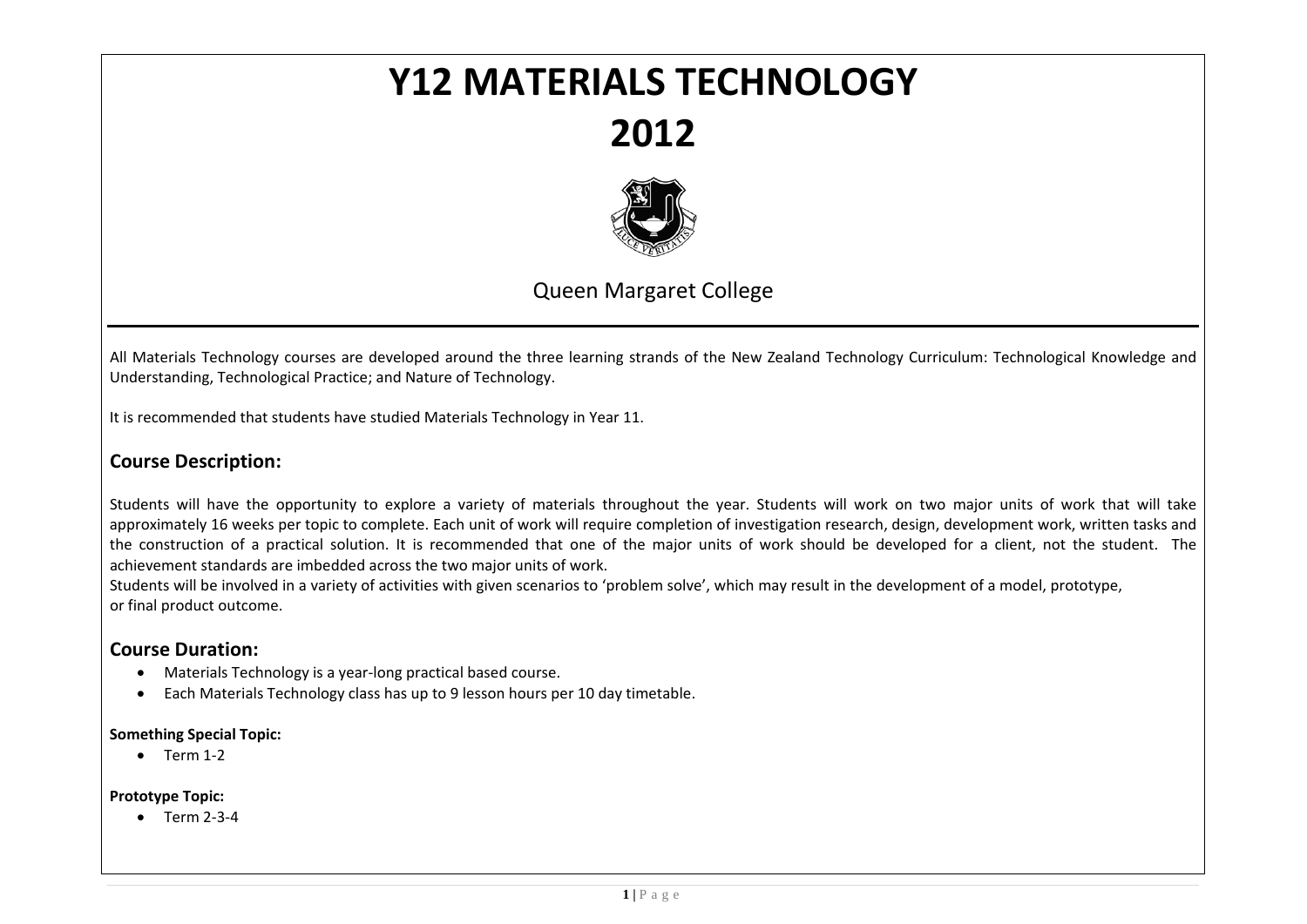# Y12 MATERIALS TECHNOLOGY
# 2012

Queen Margaret College

All Materials Technology courses are developed around the three learning strands of the New Zealand Technology Curriculum: Technological Knowledge and Understanding, Technological Practice; and Nature of Technology.

It is recommended that students have studied Materials Technology in Year 11.

## Course Description:

Students will have the opportunity to explore a variety of materials throughout the year. Students will work on two major units of work that will take approximately 16 weeks per topic to complete. Each unit of work will require completion of investigation research, design, development work, written tasks and the construction of a practical solution. It is recommended that one of the major units of work should be developed for a client, not the student. The achievement standards are imbedded across the two major units of work.

Students will be involved in a variety of activities with given scenarios to 'problem solve', which may result in the development of a model, prototype, or final product outcome.

## Course Duration:

- Materials Technology is a year-long practical based course.
- Each Materials Technology class has up to 9 lesson hours per 10 day timetable.

**Something Special Topic:**

- Term 1-2

**Prototype Topic:**

- Term 2-3-4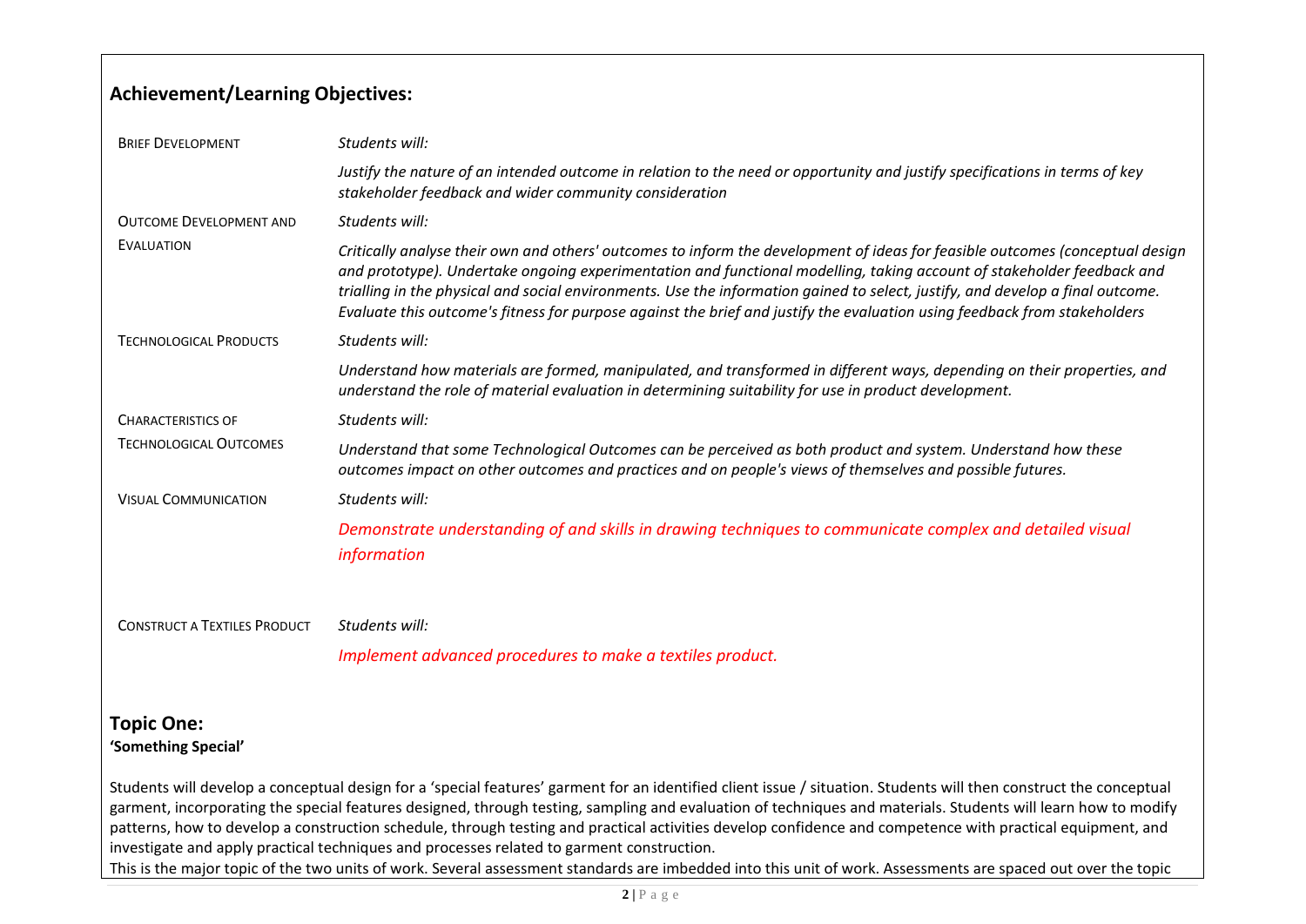## Achievement/Learning Objectives:

| | |
|---|---|
| Brief Development | *Students will:* <br> *Justify the nature of an intended outcome in relation to the need or opportunity and justify specifications in terms of key stakeholder feedback and wider community consideration* |
| Outcome Development and Evaluation | *Students will:* <br> *Critically analyse their own and others' outcomes to inform the development of ideas for feasible outcomes (conceptual design and prototype). Undertake ongoing experimentation and functional modelling, taking account of stakeholder feedback and trialling in the physical and social environments. Use the information gained to select, justify, and develop a final outcome. Evaluate this outcome's fitness for purpose against the brief and justify the evaluation using feedback from stakeholders* |
| Technological Products | *Students will:* <br> *Understand how materials are formed, manipulated, and transformed in different ways, depending on their properties, and understand the role of material evaluation in determining suitability for use in product development.* |
| Characteristics of Technological Outcomes | *Students will:* <br> *Understand that some Technological Outcomes can be perceived as both product and system. Understand how these outcomes impact on other outcomes and practices and on people's views of themselves and possible futures.* |
| Visual Communication | *Students will:* <br> *Demonstrate understanding of and skills in drawing techniques to communicate complex and detailed visual information* |
| Construct a Textiles Product | *Students will:* <br> *Implement advanced procedures to make a textiles product.* |

## Topic One:

**'Something Special'**

Students will develop a conceptual design for a 'special features' garment for an identified client issue / situation. Students will then construct the conceptual garment, incorporating the special features designed, through testing, sampling and evaluation of techniques and materials. Students will learn how to modify patterns, how to develop a construction schedule, through testing and practical activities develop confidence and competence with practical equipment, and investigate and apply practical techniques and processes related to garment construction.

This is the major topic of the two units of work. Several assessment standards are imbedded into this unit of work. Assessments are spaced out over the topic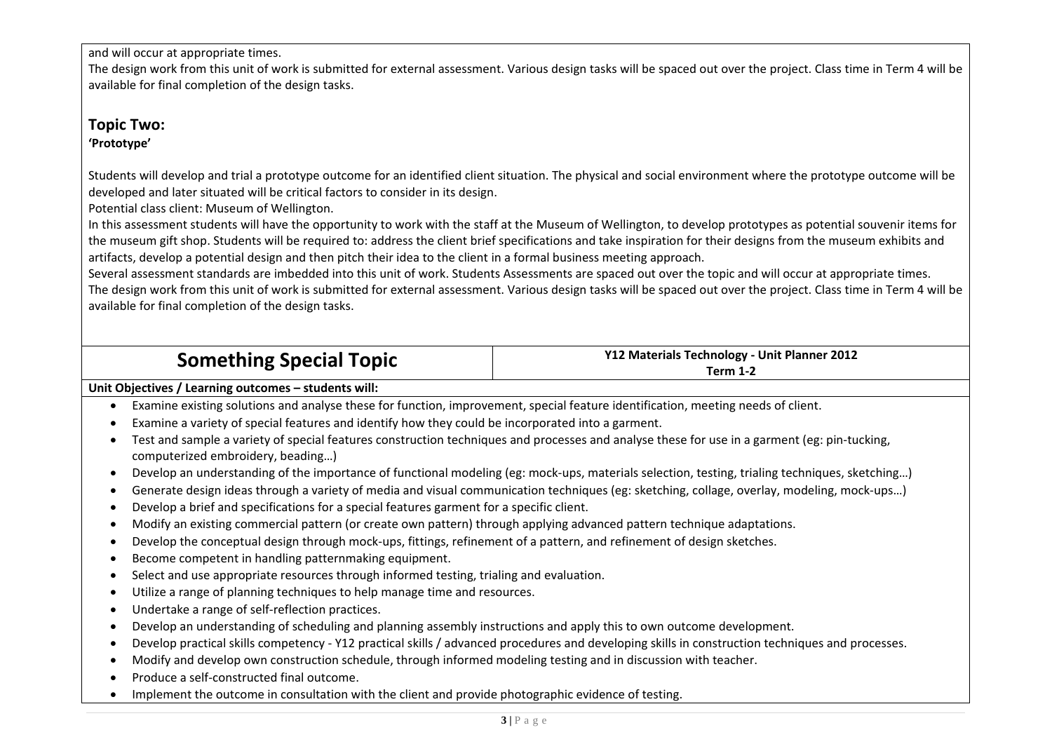and will occur at appropriate times.

The design work from this unit of work is submitted for external assessment. Various design tasks will be spaced out over the project. Class time in Term 4 will be available for final completion of the design tasks.

## Topic Two:

**'Prototype'**

Students will develop and trial a prototype outcome for an identified client situation. The physical and social environment where the prototype outcome will be developed and later situated will be critical factors to consider in its design.

Potential class client: Museum of Wellington.

In this assessment students will have the opportunity to work with the staff at the Museum of Wellington, to develop prototypes as potential souvenir items for the museum gift shop. Students will be required to: address the client brief specifications and take inspiration for their designs from the museum exhibits and artifacts, develop a potential design and then pitch their idea to the client in a formal business meeting approach.

Several assessment standards are imbedded into this unit of work. Students Assessments are spaced out over the topic and will occur at appropriate times.

The design work from this unit of work is submitted for external assessment. Various design tasks will be spaced out over the project. Class time in Term 4 will be available for final completion of the design tasks.

| Something Special Topic | Y12 Materials Technology - Unit Planner 2012<br>Term 1-2 |
|---|---|

**Unit Objectives / Learning outcomes – students will:**

- Examine existing solutions and analyse these for function, improvement, special feature identification, meeting needs of client.
- Examine a variety of special features and identify how they could be incorporated into a garment.
- Test and sample a variety of special features construction techniques and processes and analyse these for use in a garment (eg: pin-tucking, computerized embroidery, beading…)
- Develop an understanding of the importance of functional modeling (eg: mock-ups, materials selection, testing, trialing techniques, sketching…)
- Generate design ideas through a variety of media and visual communication techniques (eg: sketching, collage, overlay, modeling, mock-ups…)
- Develop a brief and specifications for a special features garment for a specific client.
- Modify an existing commercial pattern (or create own pattern) through applying advanced pattern technique adaptations.
- Develop the conceptual design through mock-ups, fittings, refinement of a pattern, and refinement of design sketches.
- Become competent in handling patternmaking equipment.
- Select and use appropriate resources through informed testing, trialing and evaluation.
- Utilize a range of planning techniques to help manage time and resources.
- Undertake a range of self-reflection practices.
- Develop an understanding of scheduling and planning assembly instructions and apply this to own outcome development.
- Develop practical skills competency - Y12 practical skills / advanced procedures and developing skills in construction techniques and processes.
- Modify and develop own construction schedule, through informed modeling testing and in discussion with teacher.
- Produce a self-constructed final outcome.
- Implement the outcome in consultation with the client and provide photographic evidence of testing.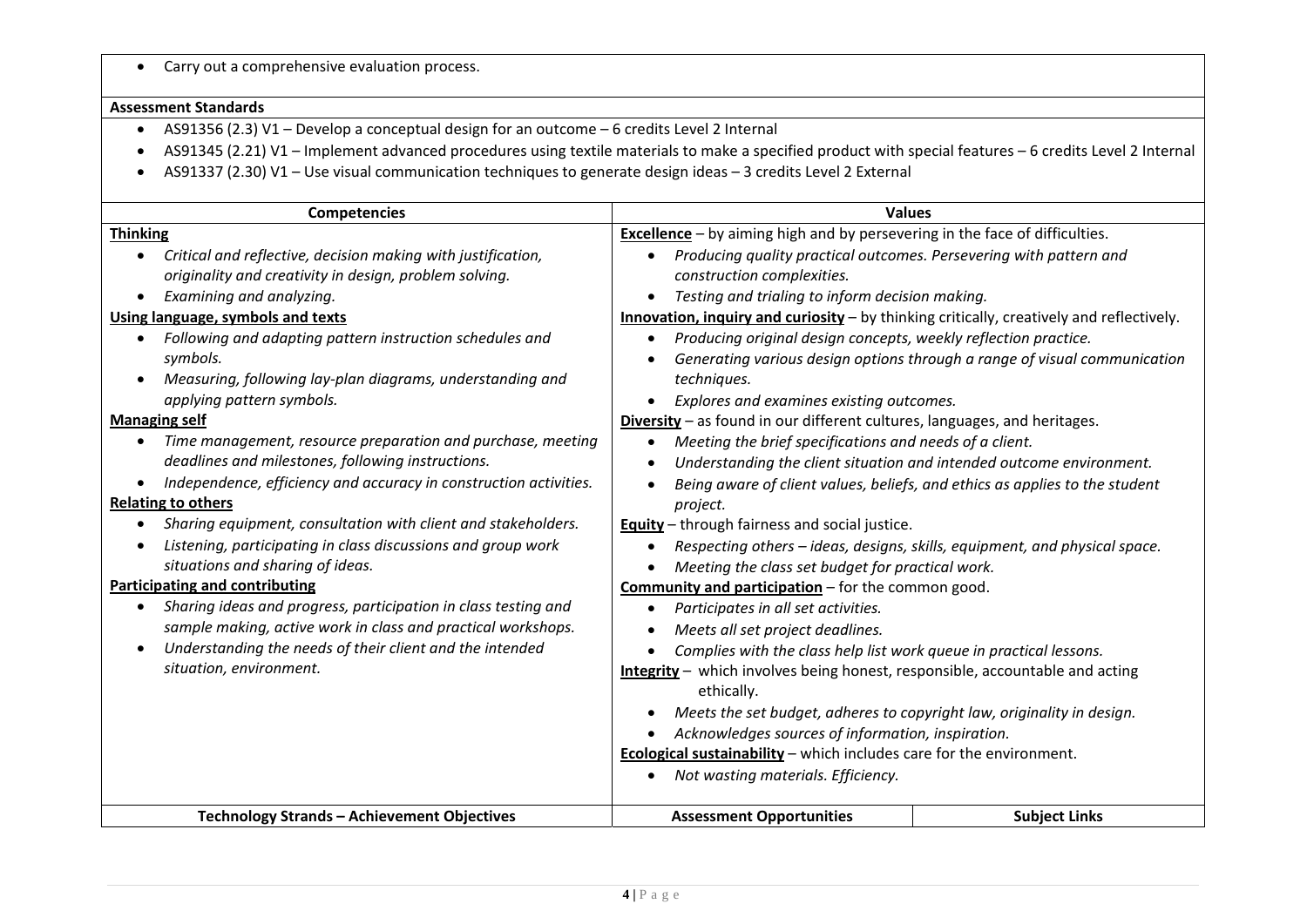- Carry out a comprehensive evaluation process.

**Assessment Standards**

- AS91356 (2.3) V1 – Develop a conceptual design for an outcome – 6 credits Level 2 Internal
- AS91345 (2.21) V1 – Implement advanced procedures using textile materials to make a specified product with special features – 6 credits Level 2 Internal
- AS91337 (2.30) V1 – Use visual communication techniques to generate design ideas – 3 credits Level 2 External

| Competencies | Values |
|---|---|
| **Thinking**<br>• *Critical and reflective, decision making with justification, originality and creativity in design, problem solving.*<br>• *Examining and analyzing.*<br>**Using language, symbols and texts**<br>• *Following and adapting pattern instruction schedules and symbols.*<br>• *Measuring, following lay-plan diagrams, understanding and applying pattern symbols.*<br>**Managing self**<br>• *Time management, resource preparation and purchase, meeting deadlines and milestones, following instructions.*<br>• *Independence, efficiency and accuracy in construction activities.*<br>**Relating to others**<br>• *Sharing equipment, consultation with client and stakeholders.*<br>• *Listening, participating in class discussions and group work situations and sharing of ideas.*<br>**Participating and contributing**<br>• *Sharing ideas and progress, participation in class testing and sample making, active work in class and practical workshops.*<br>• *Understanding the needs of their client and the intended situation, environment.* | **Excellence** – by aiming high and by persevering in the face of difficulties.<br>• *Producing quality practical outcomes. Persevering with pattern and construction complexities.*<br>• *Testing and trialing to inform decision making.*<br>**Innovation, inquiry and curiosity** – by thinking critically, creatively and reflectively.<br>• *Producing original design concepts, weekly reflection practice.*<br>• *Generating various design options through a range of visual communication techniques.*<br>• *Explores and examines existing outcomes.*<br>**Diversity** – as found in our different cultures, languages, and heritages.<br>• *Meeting the brief specifications and needs of a client.*<br>• *Understanding the client situation and intended outcome environment.*<br>• *Being aware of client values, beliefs, and ethics as applies to the student project.*<br>**Equity** – through fairness and social justice.<br>• *Respecting others – ideas, designs, skills, equipment, and physical space.*<br>• *Meeting the class set budget for practical work.*<br>**Community and participation** – for the common good.<br>• *Participates in all set activities.*<br>• *Meets all set project deadlines.*<br>• *Complies with the class help list work queue in practical lessons.*<br>**Integrity** – which involves being honest, responsible, accountable and acting ethically.<br>• *Meets the set budget, adheres to copyright law, originality in design.*<br>• *Acknowledges sources of information, inspiration.*<br>**Ecological sustainability** – which includes care for the environment.<br>• *Not wasting materials. Efficiency.* |

| Technology Strands – Achievement Objectives | Assessment Opportunities | Subject Links |
|---|---|---|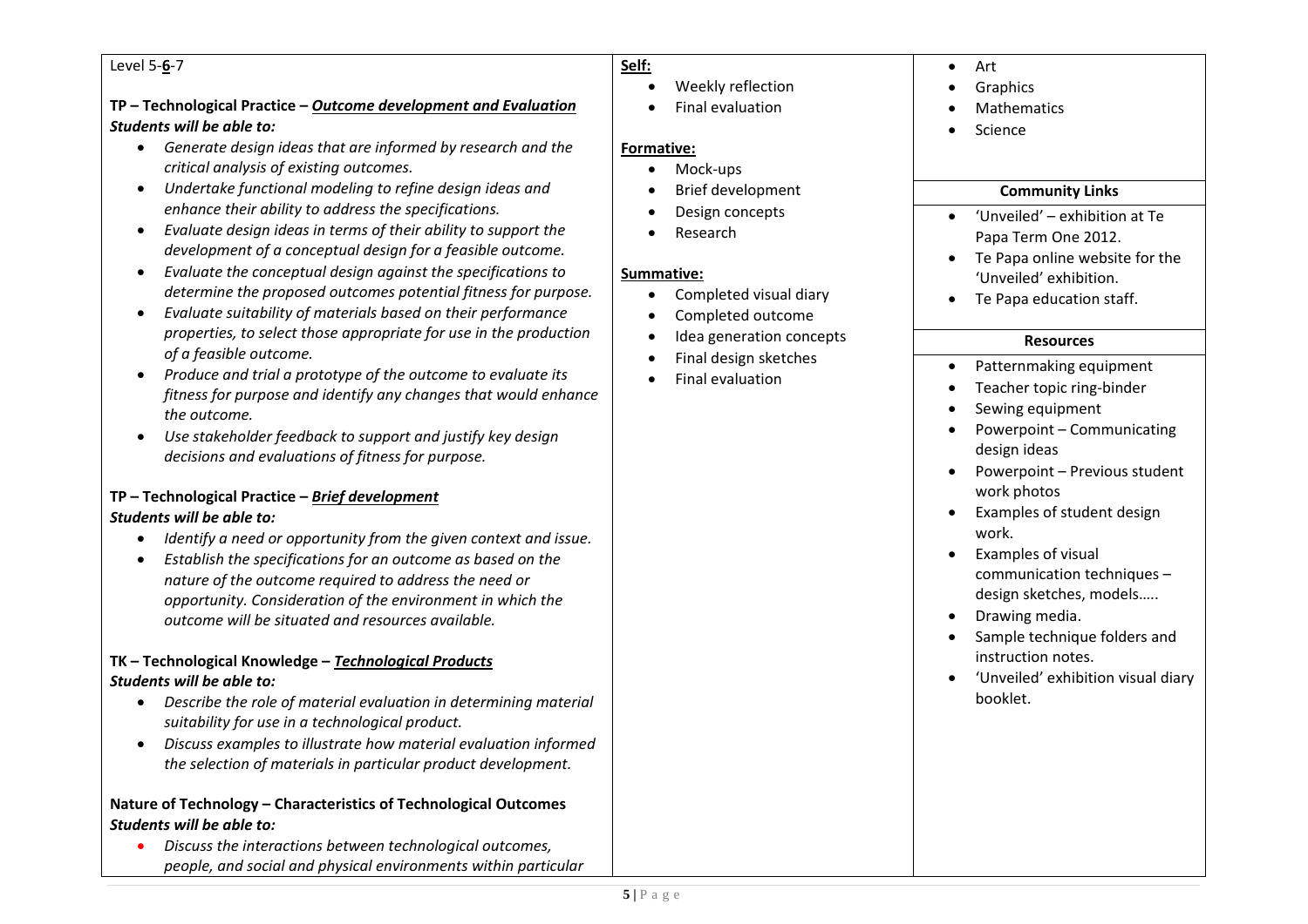| Level 5-**6**-7 | **Self:** | Art, Graphics, Mathematics, Science |
|---|---|---|
| **TP – Technological Practice – *Outcome development and Evaluation***<br>***Students will be able to:***<br>• *Generate design ideas that are informed by research and the critical analysis of existing outcomes.*<br>• *Undertake functional modeling to refine design ideas and enhance their ability to address the specifications.*<br>• *Evaluate design ideas in terms of their ability to support the development of a conceptual design for a feasible outcome.*<br>• *Evaluate the conceptual design against the specifications to determine the proposed outcomes potential fitness for purpose.*<br>• *Evaluate suitability of materials based on their performance properties, to select those appropriate for use in the production of a feasible outcome.*<br>• *Produce and trial a prototype of the outcome to evaluate its fitness for purpose and identify any changes that would enhance the outcome.*<br>• *Use stakeholder feedback to support and justify key design decisions and evaluations of fitness for purpose.*<br><br>**TP – Technological Practice – *Brief development***<br>***Students will be able to:***<br>• *Identify a need or opportunity from the given context and issue.*<br>• *Establish the specifications for an outcome as based on the nature of the outcome required to address the need or opportunity. Consideration of the environment in which the outcome will be situated and resources available.*<br><br>**TK – Technological Knowledge – *Technological Products***<br>***Students will be able to:***<br>• *Describe the role of material evaluation in determining material suitability for use in a technological product.*<br>• *Discuss examples to illustrate how material evaluation informed the selection of materials in particular product development.*<br><br>**Nature of Technology – Characteristics of Technological Outcomes**<br>***Students will be able to:***<br>• *Discuss the interactions between technological outcomes, people, and social and physical environments within particular* | • Weekly reflection<br>• Final evaluation<br><br>**Formative:**<br>• Mock-ups<br>• Brief development<br>• Design concepts<br>• Research<br><br>**Summative:**<br>• Completed visual diary<br>• Completed outcome<br>• Idea generation concepts<br>• Final design sketches<br>• Final evaluation | **Community Links**<br>• 'Unveiled' – exhibition at Te Papa Term One 2012.<br>• Te Papa online website for the 'Unveiled' exhibition.<br>• Te Papa education staff.<br><br>**Resources**<br>• Patternmaking equipment<br>• Teacher topic ring-binder<br>• Sewing equipment<br>• Powerpoint – Communicating design ideas<br>• Powerpoint – Previous student work photos<br>• Examples of student design work.<br>• Examples of visual communication techniques – design sketches, models…..<br>• Drawing media.<br>• Sample technique folders and instruction notes.<br>• 'Unveiled' exhibition visual diary booklet. |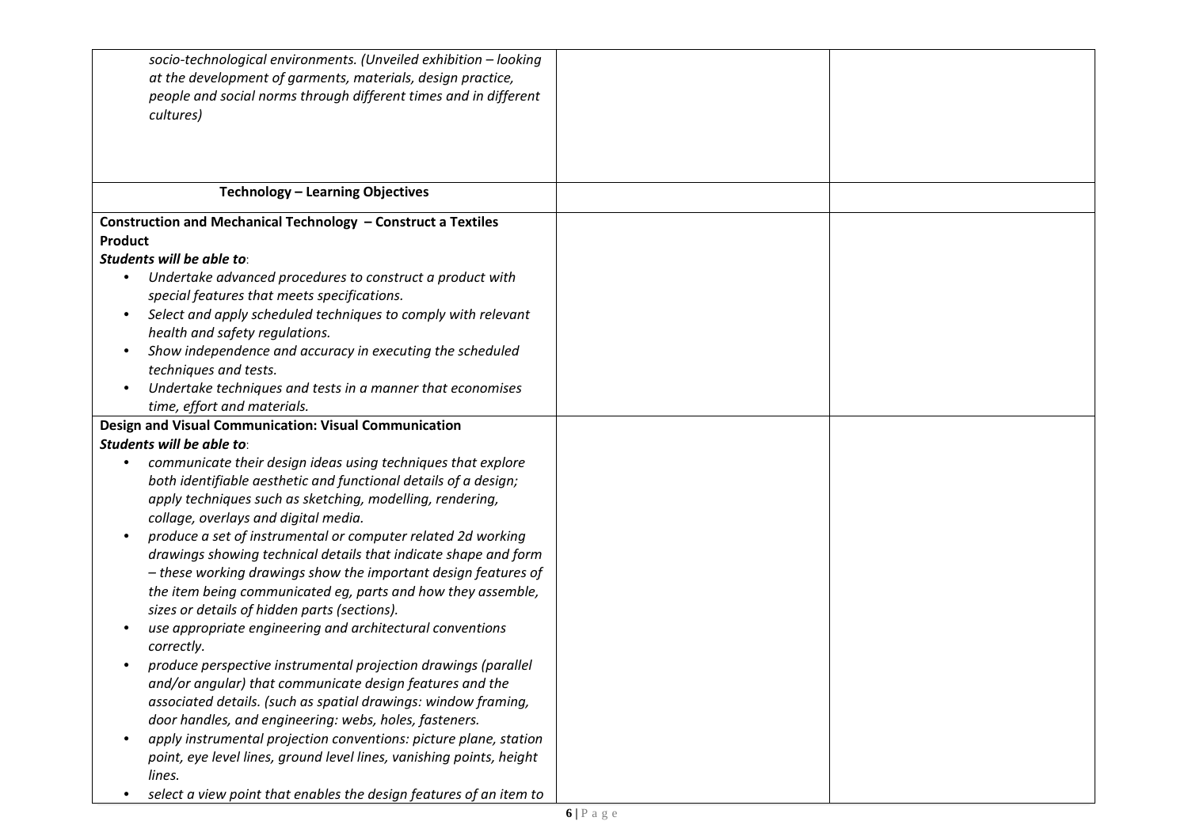| | | |
|---|---|---|
| *socio-technological environments. (Unveiled exhibition – looking at the development of garments, materials, design practice, people and social norms through different times and in different cultures)* | | |
| **Technology – Learning Objectives** | | |
| **Construction and Mechanical Technology – Construct a Textiles Product**<br>***Students will be able to*:**<br>• *Undertake advanced procedures to construct a product with special features that meets specifications.*<br>• *Select and apply scheduled techniques to comply with relevant health and safety regulations.*<br>• *Show independence and accuracy in executing the scheduled techniques and tests.*<br>• *Undertake techniques and tests in a manner that economises time, effort and materials.* | | |
| **Design and Visual Communication: Visual Communication**<br>***Students will be able to*:**<br>• *communicate their design ideas using techniques that explore both identifiable aesthetic and functional details of a design; apply techniques such as sketching, modelling, rendering, collage, overlays and digital media.*<br>• *produce a set of instrumental or computer related 2d working drawings showing technical details that indicate shape and form – these working drawings show the important design features of the item being communicated eg, parts and how they assemble, sizes or details of hidden parts (sections).*<br>• *use appropriate engineering and architectural conventions correctly.*<br>• *produce perspective instrumental projection drawings (parallel and/or angular) that communicate design features and the associated details. (such as spatial drawings: window framing, door handles, and engineering: webs, holes, fasteners.*<br>• *apply instrumental projection conventions: picture plane, station point, eye level lines, ground level lines, vanishing points, height lines.*<br>• *select a view point that enables the design features of an item to* | | |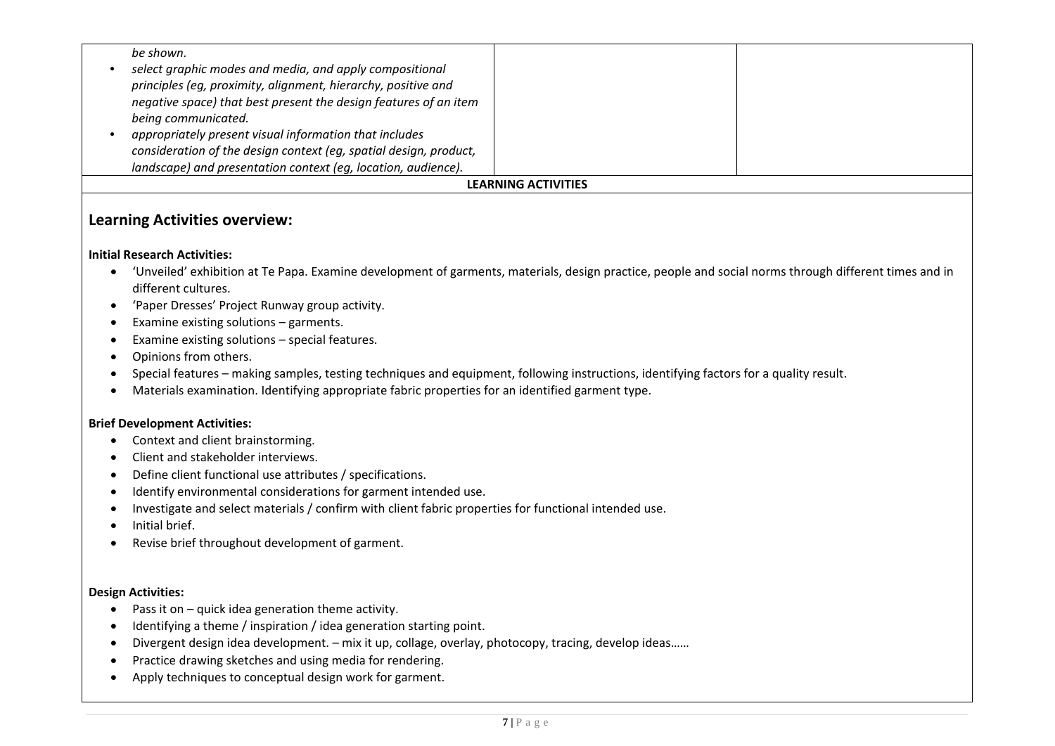| | | |
|---|---|---|
| *be shown.*<br>• *select graphic modes and media, and apply compositional principles (eg, proximity, alignment, hierarchy, positive and negative space) that best present the design features of an item being communicated.*<br>• *appropriately present visual information that includes consideration of the design context (eg, spatial design, product, landscape) and presentation context (eg, location, audience).* | | |

**LEARNING ACTIVITIES**

## Learning Activities overview:

**Initial Research Activities:**

- 'Unveiled' exhibition at Te Papa. Examine development of garments, materials, design practice, people and social norms through different times and in different cultures.
- 'Paper Dresses' Project Runway group activity.
- Examine existing solutions – garments.
- Examine existing solutions – special features.
- Opinions from others.
- Special features – making samples, testing techniques and equipment, following instructions, identifying factors for a quality result.
- Materials examination. Identifying appropriate fabric properties for an identified garment type.

**Brief Development Activities:**

- Context and client brainstorming.
- Client and stakeholder interviews.
- Define client functional use attributes / specifications.
- Identify environmental considerations for garment intended use.
- Investigate and select materials / confirm with client fabric properties for functional intended use.
- Initial brief.
- Revise brief throughout development of garment.

**Design Activities:**

- Pass it on – quick idea generation theme activity.
- Identifying a theme / inspiration / idea generation starting point.
- Divergent design idea development. – mix it up, collage, overlay, photocopy, tracing, develop ideas……
- Practice drawing sketches and using media for rendering.
- Apply techniques to conceptual design work for garment.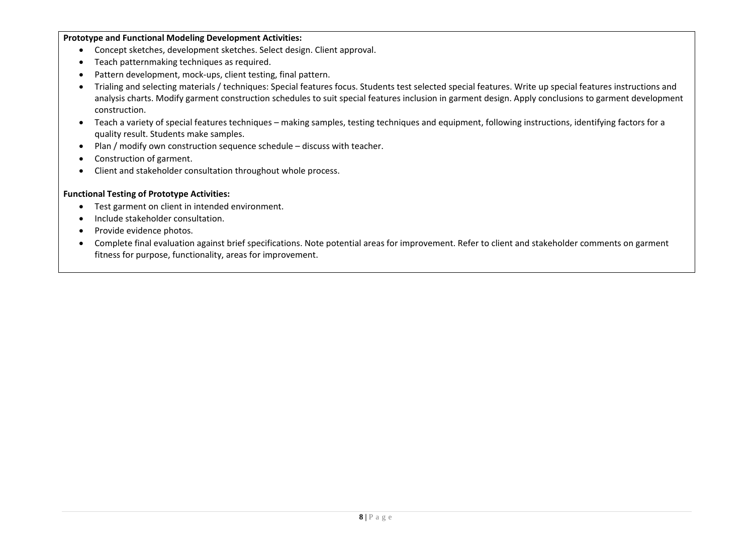**Prototype and Functional Modeling Development Activities:**

- Concept sketches, development sketches. Select design. Client approval.
- Teach patternmaking techniques as required.
- Pattern development, mock-ups, client testing, final pattern.
- Trialing and selecting materials / techniques: Special features focus. Students test selected special features. Write up special features instructions and analysis charts. Modify garment construction schedules to suit special features inclusion in garment design. Apply conclusions to garment development construction.
- Teach a variety of special features techniques – making samples, testing techniques and equipment, following instructions, identifying factors for a quality result. Students make samples.
- Plan / modify own construction sequence schedule – discuss with teacher.
- Construction of garment.
- Client and stakeholder consultation throughout whole process.

**Functional Testing of Prototype Activities:**

- Test garment on client in intended environment.
- Include stakeholder consultation.
- Provide evidence photos.
- Complete final evaluation against brief specifications. Note potential areas for improvement. Refer to client and stakeholder comments on garment fitness for purpose, functionality, areas for improvement.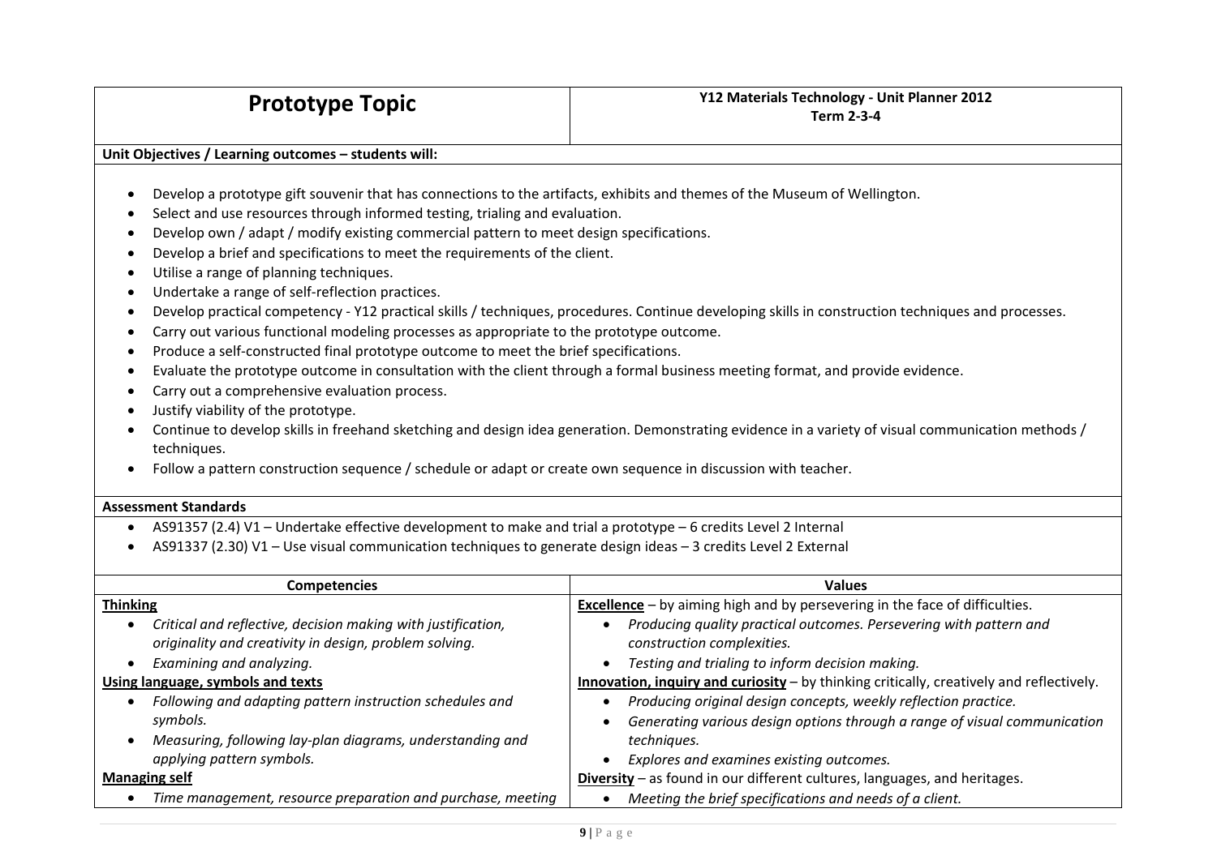| Prototype Topic | Y12 Materials Technology - Unit Planner 2012<br>Term 2-3-4 |
|---|---|

**Unit Objectives / Learning outcomes – students will:**

- Develop a prototype gift souvenir that has connections to the artifacts, exhibits and themes of the Museum of Wellington.
- Select and use resources through informed testing, trialing and evaluation.
- Develop own / adapt / modify existing commercial pattern to meet design specifications.
- Develop a brief and specifications to meet the requirements of the client.
- Utilise a range of planning techniques.
- Undertake a range of self-reflection practices.
- Develop practical competency - Y12 practical skills / techniques, procedures. Continue developing skills in construction techniques and processes.
- Carry out various functional modeling processes as appropriate to the prototype outcome.
- Produce a self-constructed final prototype outcome to meet the brief specifications.
- Evaluate the prototype outcome in consultation with the client through a formal business meeting format, and provide evidence.
- Carry out a comprehensive evaluation process.
- Justify viability of the prototype.
- Continue to develop skills in freehand sketching and design idea generation. Demonstrating evidence in a variety of visual communication methods / techniques.
- Follow a pattern construction sequence / schedule or adapt or create own sequence in discussion with teacher.

**Assessment Standards**

- AS91357 (2.4) V1 – Undertake effective development to make and trial a prototype – 6 credits Level 2 Internal
- AS91337 (2.30) V1 – Use visual communication techniques to generate design ideas – 3 credits Level 2 External

| Competencies | Values |
|---|---|
| **Thinking**<br>• *Critical and reflective, decision making with justification, originality and creativity in design, problem solving.*<br>• *Examining and analyzing.*<br>**Using language, symbols and texts**<br>• *Following and adapting pattern instruction schedules and symbols.*<br>• *Measuring, following lay-plan diagrams, understanding and applying pattern symbols.*<br>**Managing self**<br>• *Time management, resource preparation and purchase, meeting* | **Excellence** – by aiming high and by persevering in the face of difficulties.<br>• *Producing quality practical outcomes. Persevering with pattern and construction complexities.*<br>• *Testing and trialing to inform decision making.*<br>**Innovation, inquiry and curiosity** – by thinking critically, creatively and reflectively.<br>• *Producing original design concepts, weekly reflection practice.*<br>• *Generating various design options through a range of visual communication techniques.*<br>• *Explores and examines existing outcomes.*<br>**Diversity** – as found in our different cultures, languages, and heritages.<br>• *Meeting the brief specifications and needs of a client.* |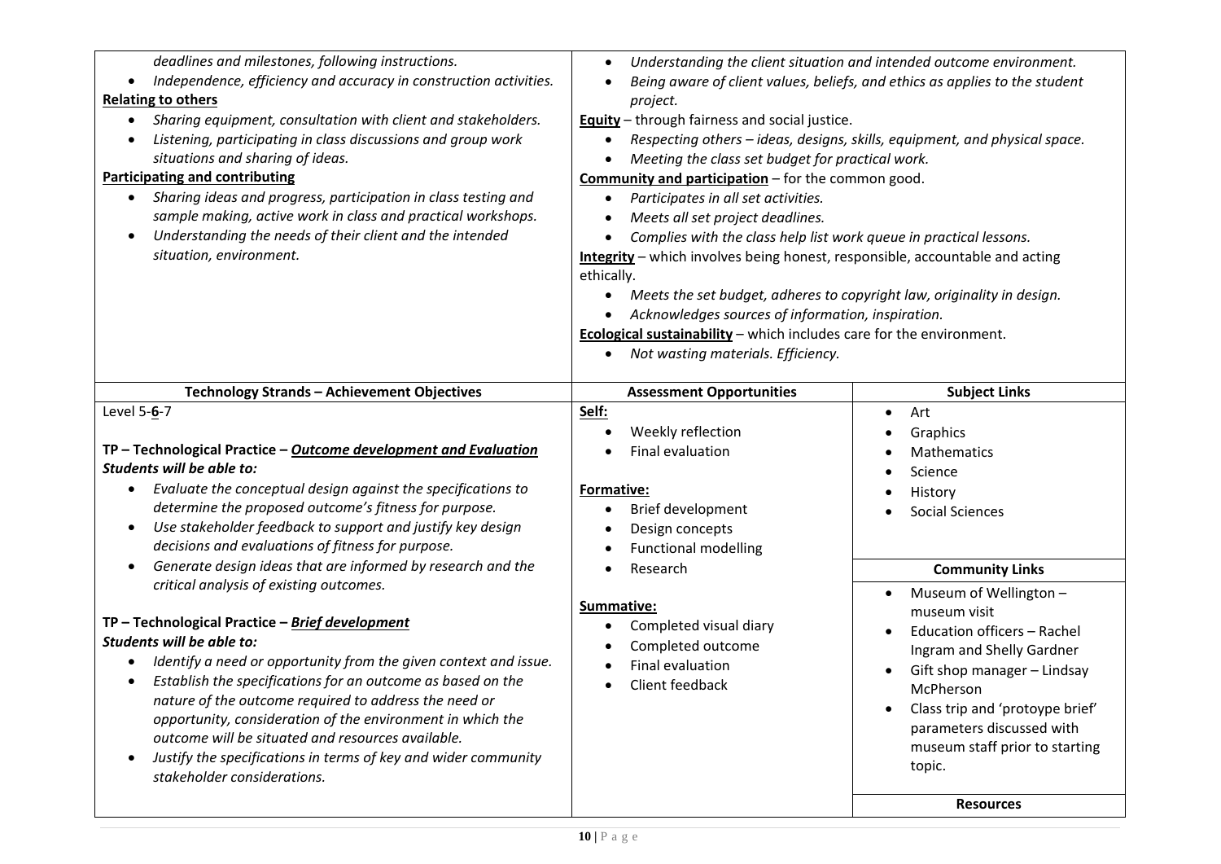| | |
|---|---|
| *deadlines and milestones, following instructions.*<br>• *Independence, efficiency and accuracy in construction activities.*<br>**Relating to others**<br>• *Sharing equipment, consultation with client and stakeholders.*<br>• *Listening, participating in class discussions and group work situations and sharing of ideas.*<br>**Participating and contributing**<br>• *Sharing ideas and progress, participation in class testing and sample making, active work in class and practical workshops.*<br>• *Understanding the needs of their client and the intended situation, environment.* | • *Understanding the client situation and intended outcome environment.*<br>• *Being aware of client values, beliefs, and ethics as applies to the student project.*<br>**Equity** – through fairness and social justice.<br>• *Respecting others – ideas, designs, skills, equipment, and physical space.*<br>• *Meeting the class set budget for practical work.*<br>**Community and participation** – for the common good.<br>• *Participates in all set activities.*<br>• *Meets all set project deadlines.*<br>• *Complies with the class help list work queue in practical lessons.*<br>**Integrity** – which involves being honest, responsible, accountable and acting ethically.<br>• *Meets the set budget, adheres to copyright law, originality in design.*<br>• *Acknowledges sources of information, inspiration.*<br>**Ecological sustainability** – which includes care for the environment.<br>• *Not wasting materials. Efficiency.* |

| Technology Strands – Achievement Objectives | Assessment Opportunities | Subject Links |
|---|---|---|
| Level 5-**6**-7<br><br>**TP – Technological Practice – *Outcome development and Evaluation***<br>***Students will be able to:***<br>• *Evaluate the conceptual design against the specifications to determine the proposed outcome's fitness for purpose.*<br>• *Use stakeholder feedback to support and justify key design decisions and evaluations of fitness for purpose.*<br>• *Generate design ideas that are informed by research and the critical analysis of existing outcomes.*<br><br>**TP – Technological Practice – *Brief development***<br>***Students will be able to:***<br>• *Identify a need or opportunity from the given context and issue.*<br>• *Establish the specifications for an outcome as based on the nature of the outcome required to address the need or opportunity, consideration of the environment in which the outcome will be situated and resources available.*<br>• *Justify the specifications in terms of key and wider community stakeholder considerations.* | **Self:**<br>• Weekly reflection<br>• Final evaluation<br><br>**Formative:**<br>• Brief development<br>• Design concepts<br>• Functional modelling<br>• Research<br><br>**Summative:**<br>• Completed visual diary<br>• Completed outcome<br>• Final evaluation<br>• Client feedback | • Art<br>• Graphics<br>• Mathematics<br>• Science<br>• History<br>• Social Sciences<br><br>**Community Links**<br>• Museum of Wellington – museum visit<br>• Education officers – Rachel Ingram and Shelly Gardner<br>• Gift shop manager – Lindsay McPherson<br>• Class trip and 'protoype brief' parameters discussed with museum staff prior to starting topic.<br><br>**Resources** |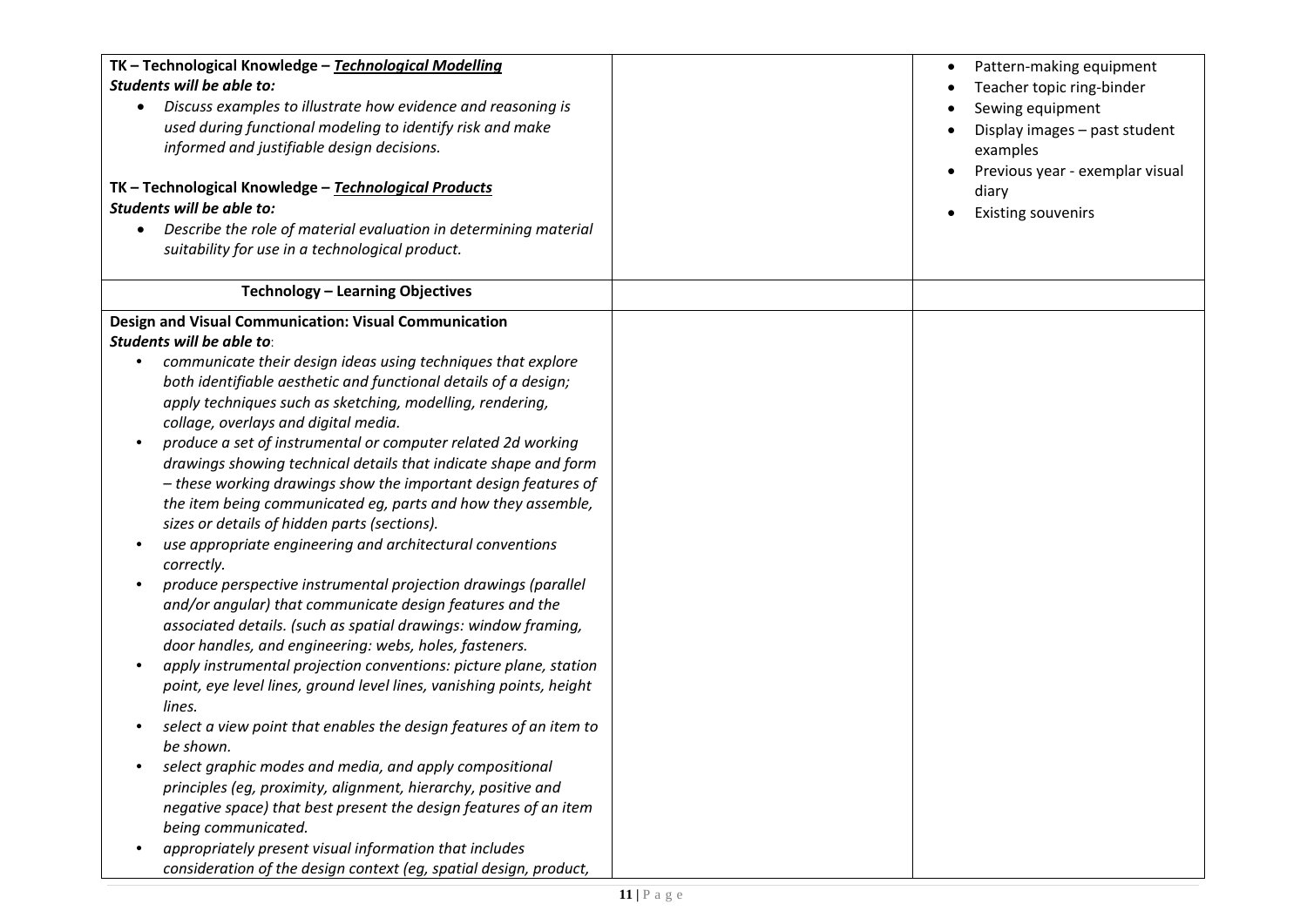| | | |
|---|---|---|
| **TK – Technological Knowledge – *<u>Technological Modelling</u>***<br>***Students will be able to:***<br>• *Discuss examples to illustrate how evidence and reasoning is used during functional modeling to identify risk and make informed and justifiable design decisions.*<br><br>**TK – Technological Knowledge – *<u>Technological Products</u>***<br>***Students will be able to:***<br>• *Describe the role of material evaluation in determining material suitability for use in a technological product.* | | • Pattern-making equipment<br>• Teacher topic ring-binder<br>• Sewing equipment<br>• Display images – past student examples<br>• Previous year - exemplar visual diary<br>• Existing souvenirs |
| **Technology – Learning Objectives** | | |
| **Design and Visual Communication: Visual Communication**<br>***Students will be able to*:**<br>• *communicate their design ideas using techniques that explore both identifiable aesthetic and functional details of a design; apply techniques such as sketching, modelling, rendering, collage, overlays and digital media.*<br>• *produce a set of instrumental or computer related 2d working drawings showing technical details that indicate shape and form – these working drawings show the important design features of the item being communicated eg, parts and how they assemble, sizes or details of hidden parts (sections).*<br>• *use appropriate engineering and architectural conventions correctly.*<br>• *produce perspective instrumental projection drawings (parallel and/or angular) that communicate design features and the associated details. (such as spatial drawings: window framing, door handles, and engineering: webs, holes, fasteners.*<br>• *apply instrumental projection conventions: picture plane, station point, eye level lines, ground level lines, vanishing points, height lines.*<br>• *select a view point that enables the design features of an item to be shown.*<br>• *select graphic modes and media, and apply compositional principles (eg, proximity, alignment, hierarchy, positive and negative space) that best present the design features of an item being communicated.*<br>• *appropriately present visual information that includes consideration of the design context (eg, spatial design, product,* | | |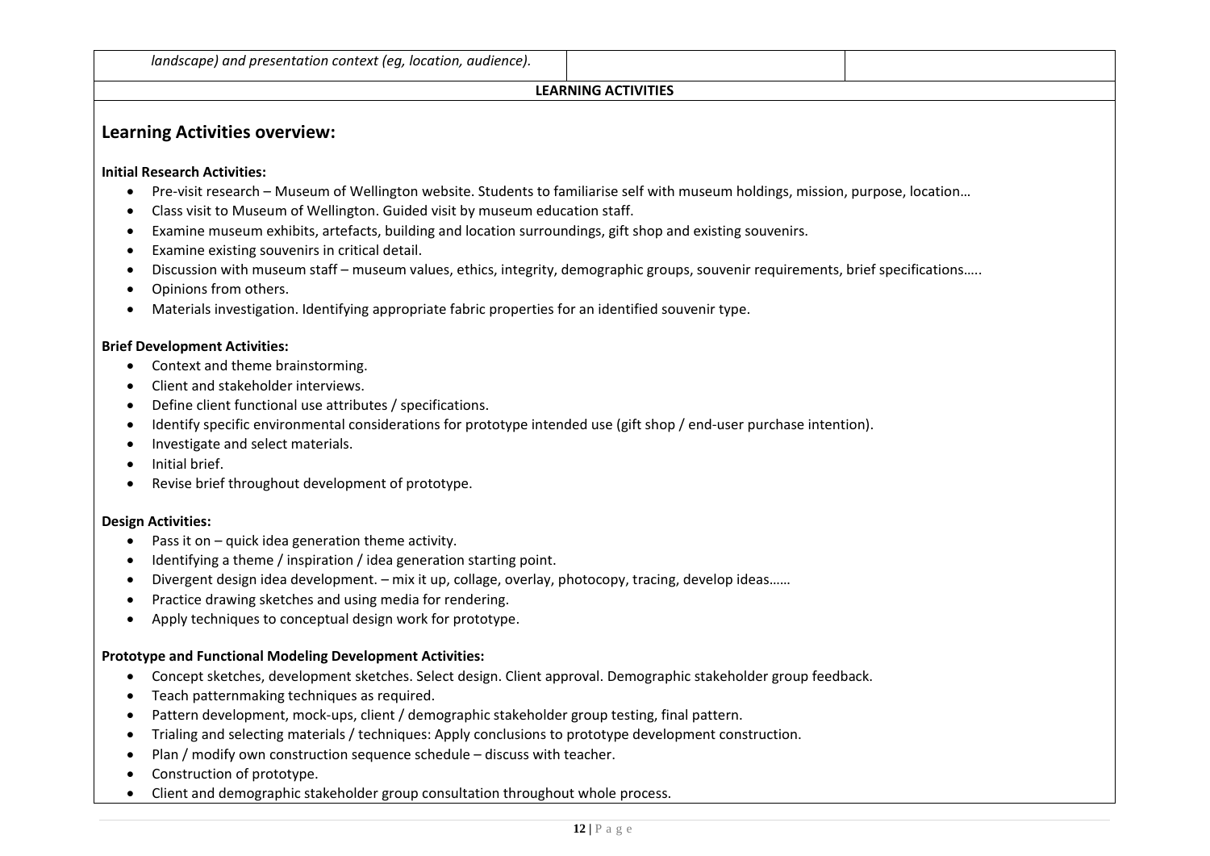| *landscape) and presentation context (eg, location, audience).* | | |
|---|---|---|

**LEARNING ACTIVITIES**

## Learning Activities overview:

**Initial Research Activities:**

- Pre-visit research – Museum of Wellington website. Students to familiarise self with museum holdings, mission, purpose, location…
- Class visit to Museum of Wellington. Guided visit by museum education staff.
- Examine museum exhibits, artefacts, building and location surroundings, gift shop and existing souvenirs.
- Examine existing souvenirs in critical detail.
- Discussion with museum staff – museum values, ethics, integrity, demographic groups, souvenir requirements, brief specifications…..
- Opinions from others.
- Materials investigation. Identifying appropriate fabric properties for an identified souvenir type.

**Brief Development Activities:**

- Context and theme brainstorming.
- Client and stakeholder interviews.
- Define client functional use attributes / specifications.
- Identify specific environmental considerations for prototype intended use (gift shop / end-user purchase intention).
- Investigate and select materials.
- Initial brief.
- Revise brief throughout development of prototype.

**Design Activities:**

- Pass it on – quick idea generation theme activity.
- Identifying a theme / inspiration / idea generation starting point.
- Divergent design idea development. – mix it up, collage, overlay, photocopy, tracing, develop ideas……
- Practice drawing sketches and using media for rendering.
- Apply techniques to conceptual design work for prototype.

**Prototype and Functional Modeling Development Activities:**

- Concept sketches, development sketches. Select design. Client approval. Demographic stakeholder group feedback.
- Teach patternmaking techniques as required.
- Pattern development, mock-ups, client / demographic stakeholder group testing, final pattern.
- Trialing and selecting materials / techniques: Apply conclusions to prototype development construction.
- Plan / modify own construction sequence schedule – discuss with teacher.
- Construction of prototype.
- Client and demographic stakeholder group consultation throughout whole process.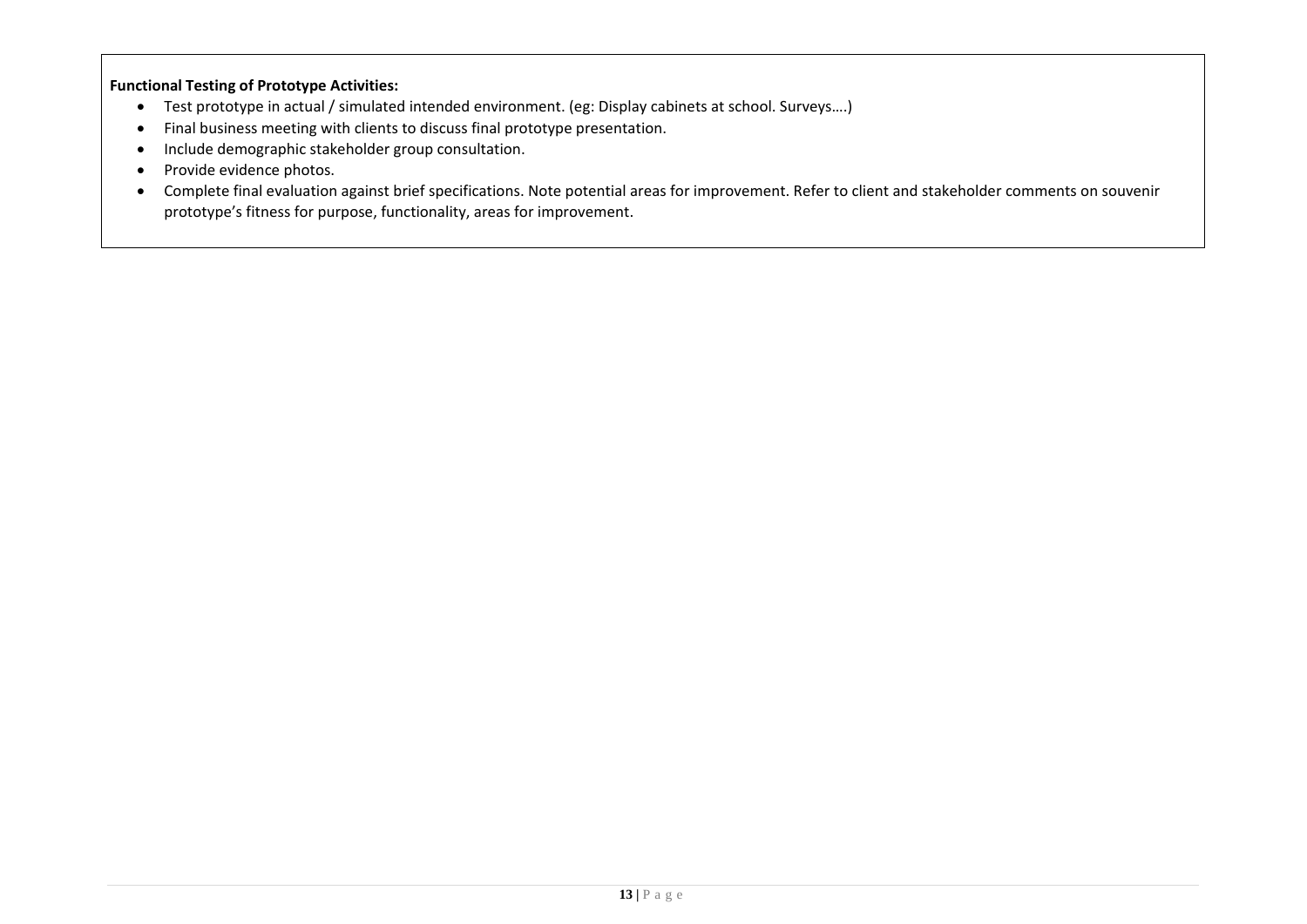**Functional Testing of Prototype Activities:**

- Test prototype in actual / simulated intended environment. (eg: Display cabinets at school. Surveys….)
- Final business meeting with clients to discuss final prototype presentation.
- Include demographic stakeholder group consultation.
- Provide evidence photos.
- Complete final evaluation against brief specifications. Note potential areas for improvement. Refer to client and stakeholder comments on souvenir prototype's fitness for purpose, functionality, areas for improvement.